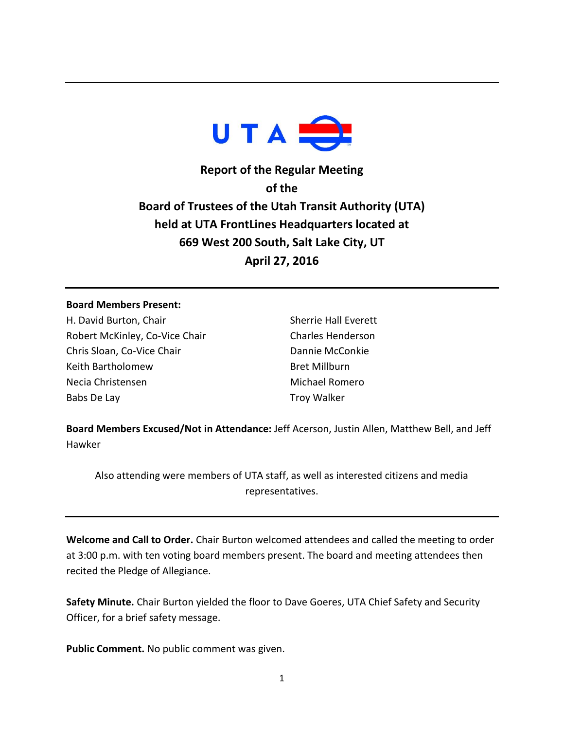# Report of the Regular Meeting of the Board of Trustees of the Utah Transit Authority (UTA) held at UTA FrontLines Headquarters located at 669 West 200 South, Salt Lake City, UT

## April 27, 2016

---

**Board Members Present:**

H. David Burton, Chair
Robert McKinley, Co-Vice Chair
Chris Sloan, Co-Vice Chair
Keith Bartholomew
Necia Christensen
Babs De Lay
Sherrie Hall Everett
Charles Henderson
Dannie McConkie
Bret Millburn
Michael Romero
Troy Walker

**Board Members Excused/Not in Attendance:** Jeff Acerson, Justin Allen, Matthew Bell, and Jeff Hawker

Also attending were members of UTA staff, as well as interested citizens and media representatives.

---

**Welcome and Call to Order.** Chair Burton welcomed attendees and called the meeting to order at 3:00 p.m. with ten voting board members present. The board and meeting attendees then recited the Pledge of Allegiance.

**Safety Minute.** Chair Burton yielded the floor to Dave Goeres, UTA Chief Safety and Security Officer, for a brief safety message.

**Public Comment.** No public comment was given.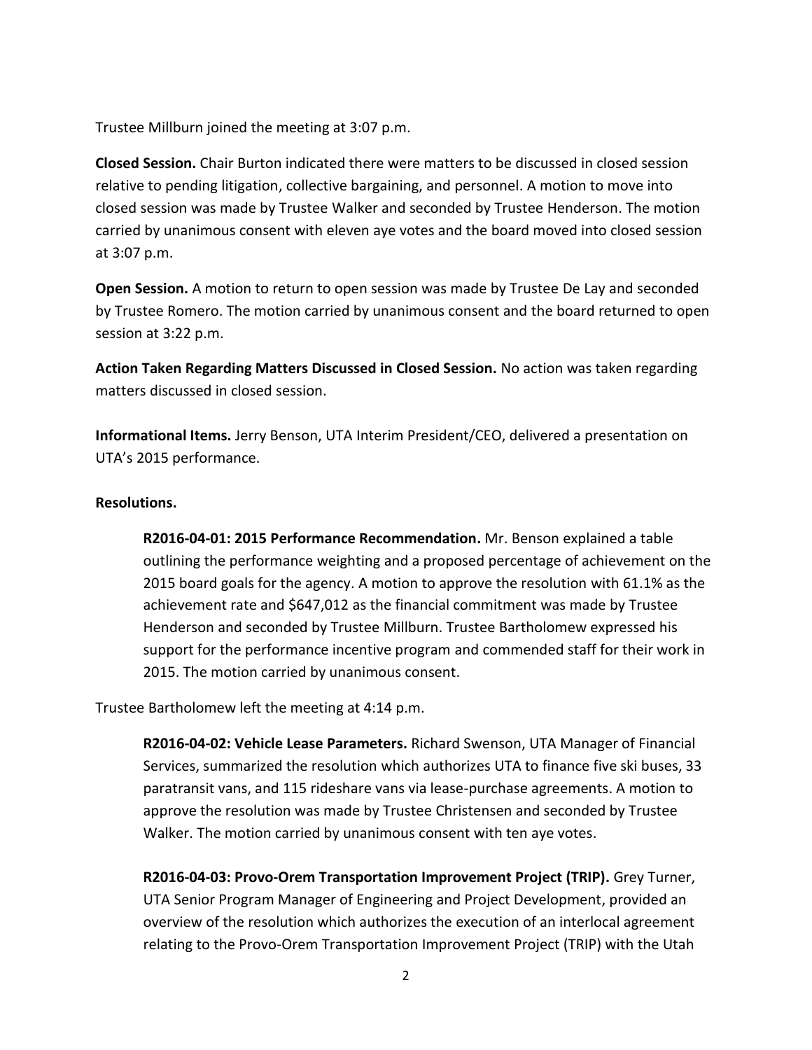Trustee Millburn joined the meeting at 3:07 p.m.

**Closed Session.** Chair Burton indicated there were matters to be discussed in closed session relative to pending litigation, collective bargaining, and personnel. A motion to move into closed session was made by Trustee Walker and seconded by Trustee Henderson. The motion carried by unanimous consent with eleven aye votes and the board moved into closed session at 3:07 p.m.

**Open Session.** A motion to return to open session was made by Trustee De Lay and seconded by Trustee Romero. The motion carried by unanimous consent and the board returned to open session at 3:22 p.m.

**Action Taken Regarding Matters Discussed in Closed Session.** No action was taken regarding matters discussed in closed session.

**Informational Items.** Jerry Benson, UTA Interim President/CEO, delivered a presentation on UTA's 2015 performance.

**Resolutions.**

> **R2016-04-01: 2015 Performance Recommendation.** Mr. Benson explained a table outlining the performance weighting and a proposed percentage of achievement on the 2015 board goals for the agency. A motion to approve the resolution with 61.1% as the achievement rate and $647,012 as the financial commitment was made by Trustee Henderson and seconded by Trustee Millburn. Trustee Bartholomew expressed his support for the performance incentive program and commended staff for their work in 2015. The motion carried by unanimous consent.

Trustee Bartholomew left the meeting at 4:14 p.m.

> **R2016-04-02: Vehicle Lease Parameters.** Richard Swenson, UTA Manager of Financial Services, summarized the resolution which authorizes UTA to finance five ski buses, 33 paratransit vans, and 115 rideshare vans via lease-purchase agreements. A motion to approve the resolution was made by Trustee Christensen and seconded by Trustee Walker. The motion carried by unanimous consent with ten aye votes.
>
> **R2016-04-03: Provo-Orem Transportation Improvement Project (TRIP).** Grey Turner, UTA Senior Program Manager of Engineering and Project Development, provided an overview of the resolution which authorizes the execution of an interlocal agreement relating to the Provo-Orem Transportation Improvement Project (TRIP) with the Utah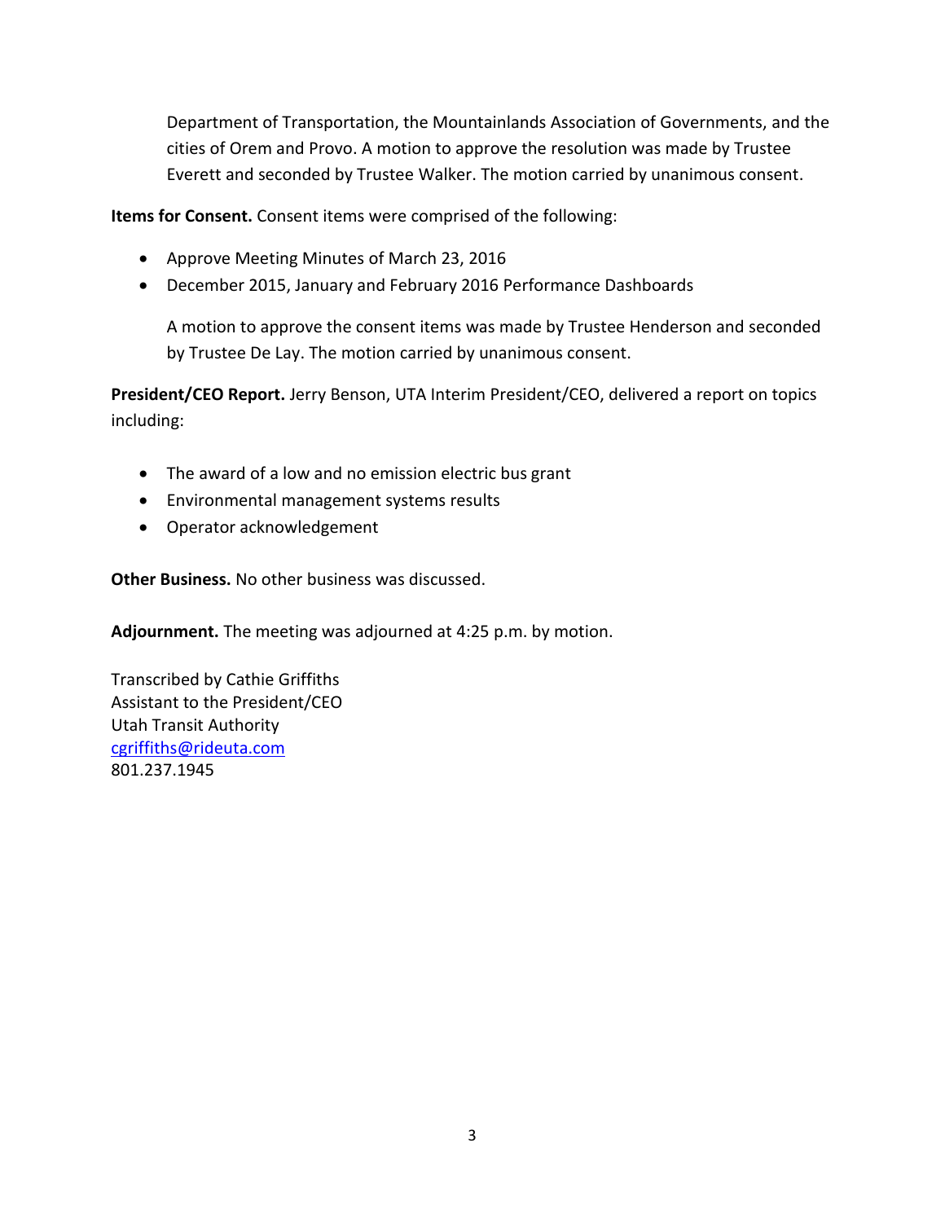Department of Transportation, the Mountainlands Association of Governments, and the cities of Orem and Provo. A motion to approve the resolution was made by Trustee Everett and seconded by Trustee Walker. The motion carried by unanimous consent.

**Items for Consent.** Consent items were comprised of the following:

- Approve Meeting Minutes of March 23, 2016
- December 2015, January and February 2016 Performance Dashboards

A motion to approve the consent items was made by Trustee Henderson and seconded by Trustee De Lay. The motion carried by unanimous consent.

**President/CEO Report.** Jerry Benson, UTA Interim President/CEO, delivered a report on topics including:

- The award of a low and no emission electric bus grant
- Environmental management systems results
- Operator acknowledgement

**Other Business.** No other business was discussed.

**Adjournment.** The meeting was adjourned at 4:25 p.m. by motion.

Transcribed by Cathie Griffiths
Assistant to the President/CEO
Utah Transit Authority
cgriffiths@rideuta.com
801.237.1945